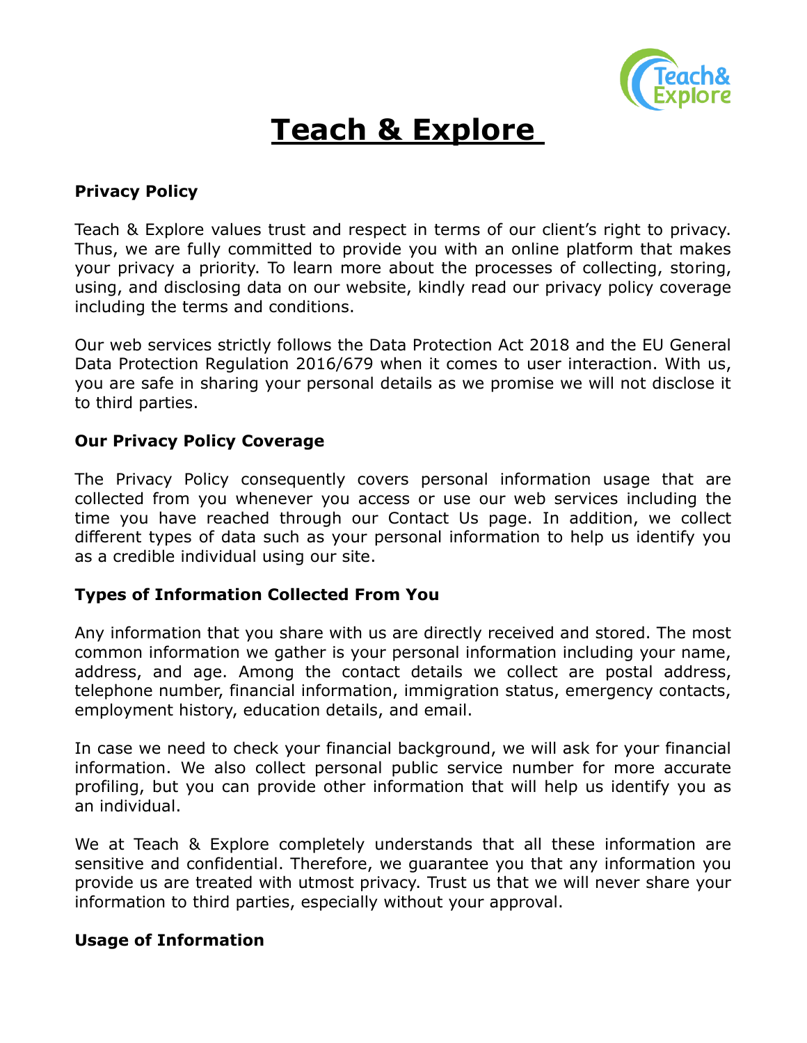# Teach & Explore

## Privacy Policy

Teach & Explore values trust and respect in terms of our client's right to privacy. Thus, we are fully committed to provide you with an online platform that makes your privacy a priority. To learn more about the processes of collecting, storing, using, and disclosing data on our website, kindly read our privacy policy coverage including the terms and conditions.

Our web services strictly follows the Data Protection Act 2018 and the EU General Data Protection Regulation 2016/679 when it comes to user interaction. With us, you are safe in sharing your personal details as we promise we will not disclose it to third parties.

## Our Privacy Policy Coverage

The Privacy Policy consequently covers personal information usage that are collected from you whenever you access or use our web services including the time you have reached through our Contact Us page. In addition, we collect different types of data such as your personal information to help us identify you as a credible individual using our site.

## Types of Information Collected From You

Any information that you share with us are directly received and stored. The most common information we gather is your personal information including your name, address, and age. Among the contact details we collect are postal address, telephone number, financial information, immigration status, emergency contacts, employment history, education details, and email.

In case we need to check your financial background, we will ask for your financial information. We also collect personal public service number for more accurate profiling, but you can provide other information that will help us identify you as an individual.

We at Teach & Explore completely understands that all these information are sensitive and confidential. Therefore, we guarantee you that any information you provide us are treated with utmost privacy. Trust us that we will never share your information to third parties, especially without your approval.

## Usage of Information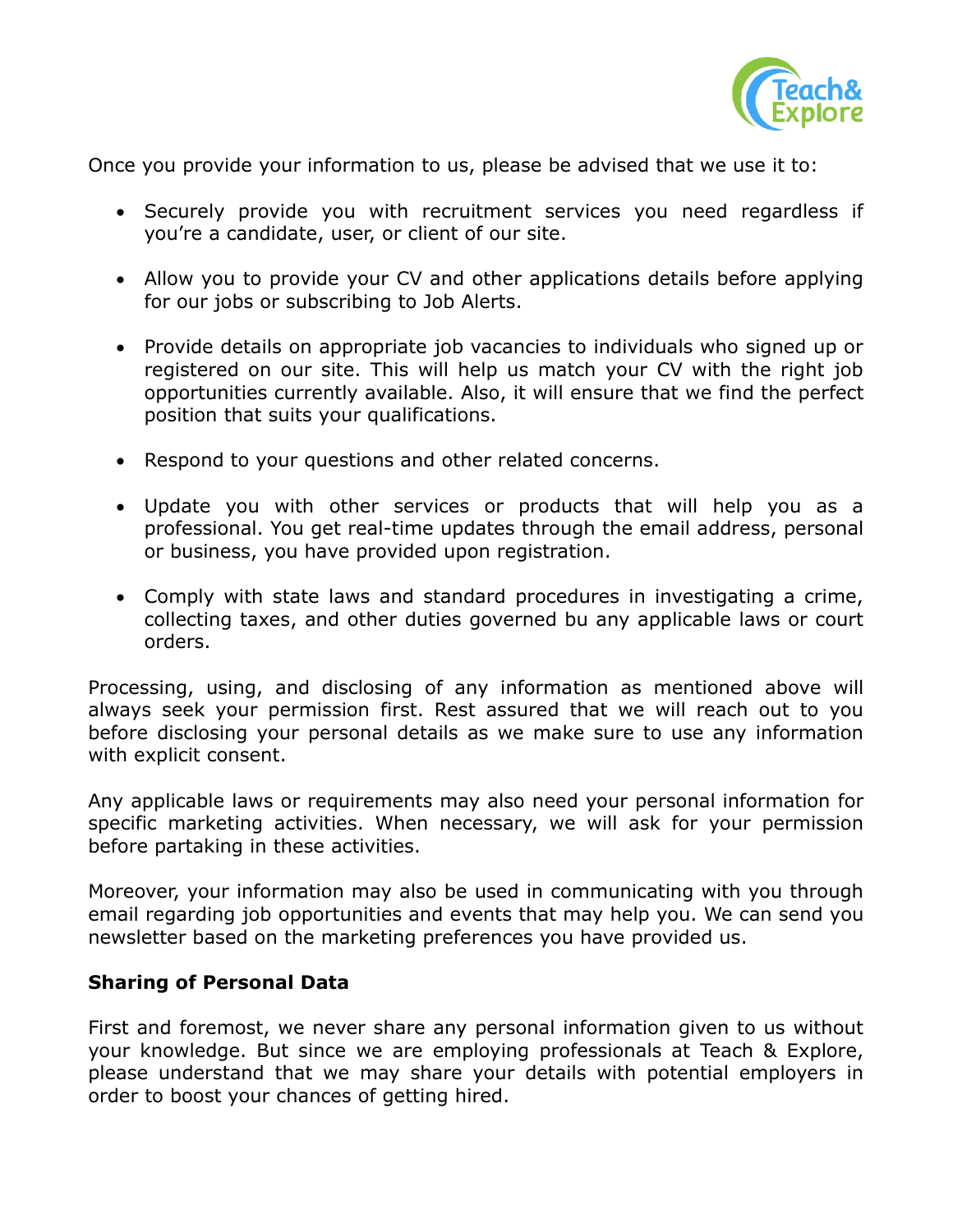Once you provide your information to us, please be advised that we use it to:

- Securely provide you with recruitment services you need regardless if you're a candidate, user, or client of our site.
- Allow you to provide your CV and other applications details before applying for our jobs or subscribing to Job Alerts.
- Provide details on appropriate job vacancies to individuals who signed up or registered on our site. This will help us match your CV with the right job opportunities currently available. Also, it will ensure that we find the perfect position that suits your qualifications.
- Respond to your questions and other related concerns.
- Update you with other services or products that will help you as a professional. You get real-time updates through the email address, personal or business, you have provided upon registration.
- Comply with state laws and standard procedures in investigating a crime, collecting taxes, and other duties governed bu any applicable laws or court orders.

Processing, using, and disclosing of any information as mentioned above will always seek your permission first. Rest assured that we will reach out to you before disclosing your personal details as we make sure to use any information with explicit consent.

Any applicable laws or requirements may also need your personal information for specific marketing activities. When necessary, we will ask for your permission before partaking in these activities.

Moreover, your information may also be used in communicating with you through email regarding job opportunities and events that may help you. We can send you newsletter based on the marketing preferences you have provided us.

**Sharing of Personal Data**

First and foremost, we never share any personal information given to us without your knowledge. But since we are employing professionals at Teach & Explore, please understand that we may share your details with potential employers in order to boost your chances of getting hired.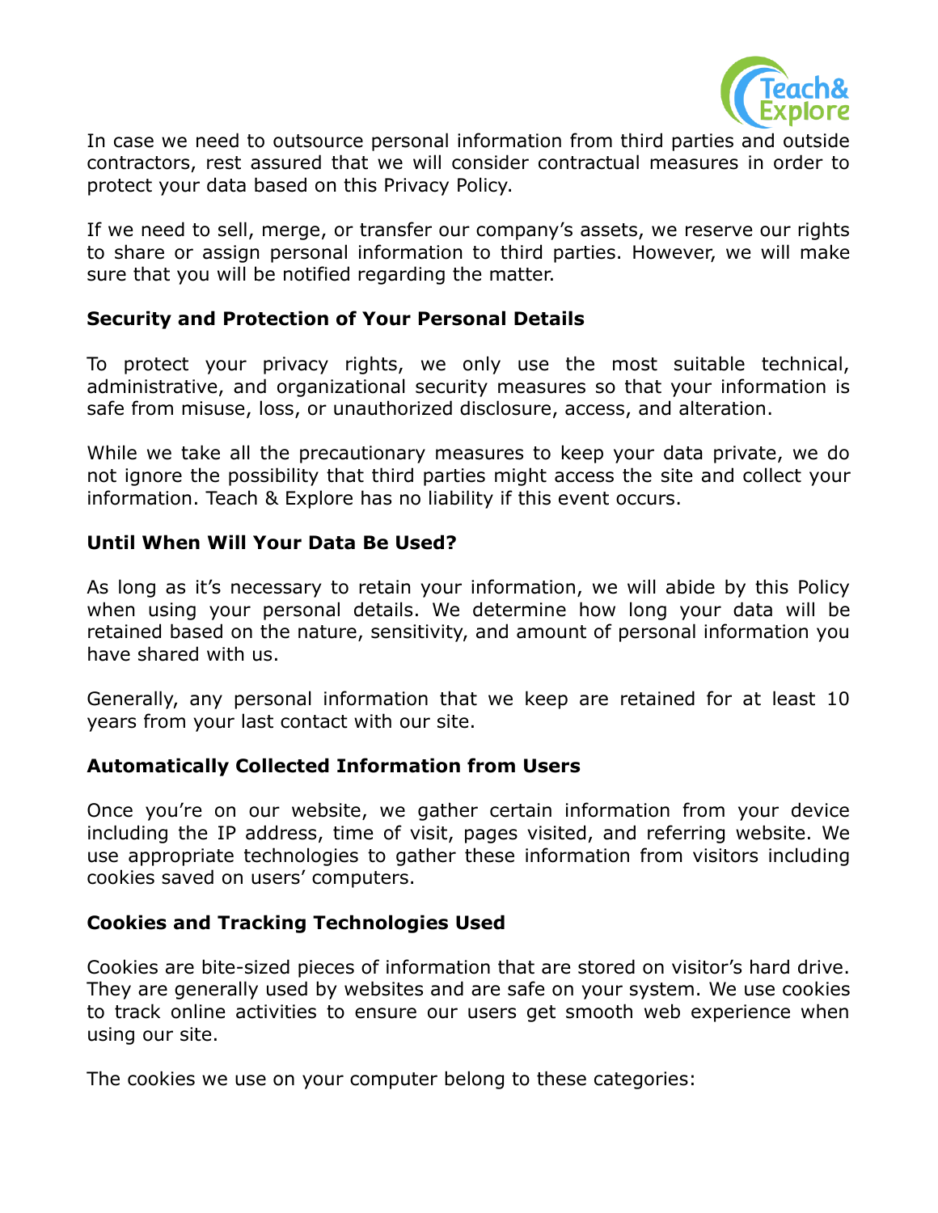In case we need to outsource personal information from third parties and outside contractors, rest assured that we will consider contractual measures in order to protect your data based on this Privacy Policy.

If we need to sell, merge, or transfer our company's assets, we reserve our rights to share or assign personal information to third parties. However, we will make sure that you will be notified regarding the matter.

### Security and Protection of Your Personal Details

To protect your privacy rights, we only use the most suitable technical, administrative, and organizational security measures so that your information is safe from misuse, loss, or unauthorized disclosure, access, and alteration.

While we take all the precautionary measures to keep your data private, we do not ignore the possibility that third parties might access the site and collect your information. Teach & Explore has no liability if this event occurs.

### Until When Will Your Data Be Used?

As long as it's necessary to retain your information, we will abide by this Policy when using your personal details. We determine how long your data will be retained based on the nature, sensitivity, and amount of personal information you have shared with us.

Generally, any personal information that we keep are retained for at least 10 years from your last contact with our site.

### Automatically Collected Information from Users

Once you're on our website, we gather certain information from your device including the IP address, time of visit, pages visited, and referring website. We use appropriate technologies to gather these information from visitors including cookies saved on users' computers.

### Cookies and Tracking Technologies Used

Cookies are bite-sized pieces of information that are stored on visitor's hard drive. They are generally used by websites and are safe on your system. We use cookies to track online activities to ensure our users get smooth web experience when using our site.

The cookies we use on your computer belong to these categories: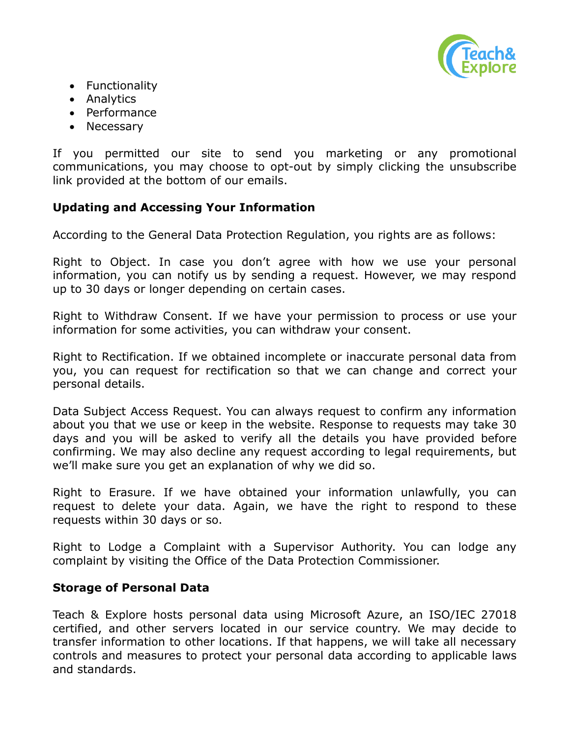- Functionality
- Analytics
- Performance
- Necessary

If you permitted our site to send you marketing or any promotional communications, you may choose to opt-out by simply clicking the unsubscribe link provided at the bottom of our emails.

**Updating and Accessing Your Information**

According to the General Data Protection Regulation, you rights are as follows:

Right to Object. In case you don't agree with how we use your personal information, you can notify us by sending a request. However, we may respond up to 30 days or longer depending on certain cases.

Right to Withdraw Consent. If we have your permission to process or use your information for some activities, you can withdraw your consent.

Right to Rectification. If we obtained incomplete or inaccurate personal data from you, you can request for rectification so that we can change and correct your personal details.

Data Subject Access Request. You can always request to confirm any information about you that we use or keep in the website. Response to requests may take 30 days and you will be asked to verify all the details you have provided before confirming. We may also decline any request according to legal requirements, but we'll make sure you get an explanation of why we did so.

Right to Erasure. If we have obtained your information unlawfully, you can request to delete your data. Again, we have the right to respond to these requests within 30 days or so.

Right to Lodge a Complaint with a Supervisor Authority. You can lodge any complaint by visiting the Office of the Data Protection Commissioner.

**Storage of Personal Data**

Teach & Explore hosts personal data using Microsoft Azure, an ISO/IEC 27018 certified, and other servers located in our service country. We may decide to transfer information to other locations. If that happens, we will take all necessary controls and measures to protect your personal data according to applicable laws and standards.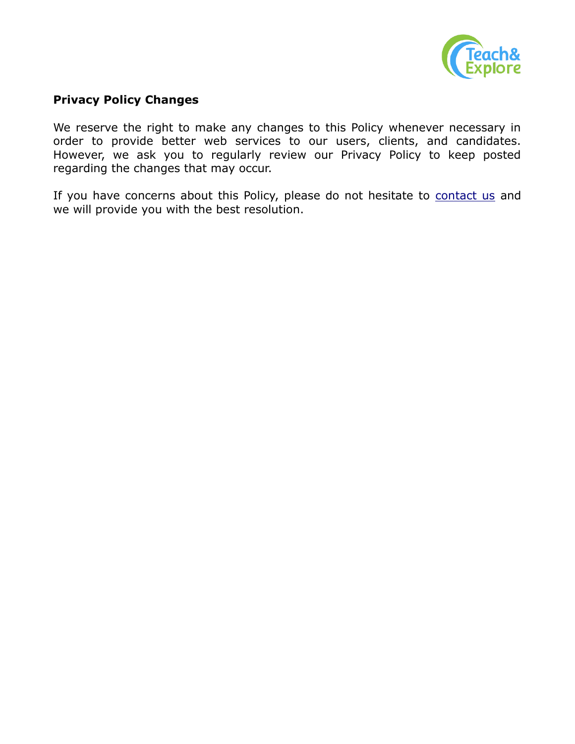**Privacy Policy Changes**

We reserve the right to make any changes to this Policy whenever necessary in order to provide better web services to our users, clients, and candidates. However, we ask you to regularly review our Privacy Policy to keep posted regarding the changes that may occur.

If you have concerns about this Policy, please do not hesitate to contact us and we will provide you with the best resolution.